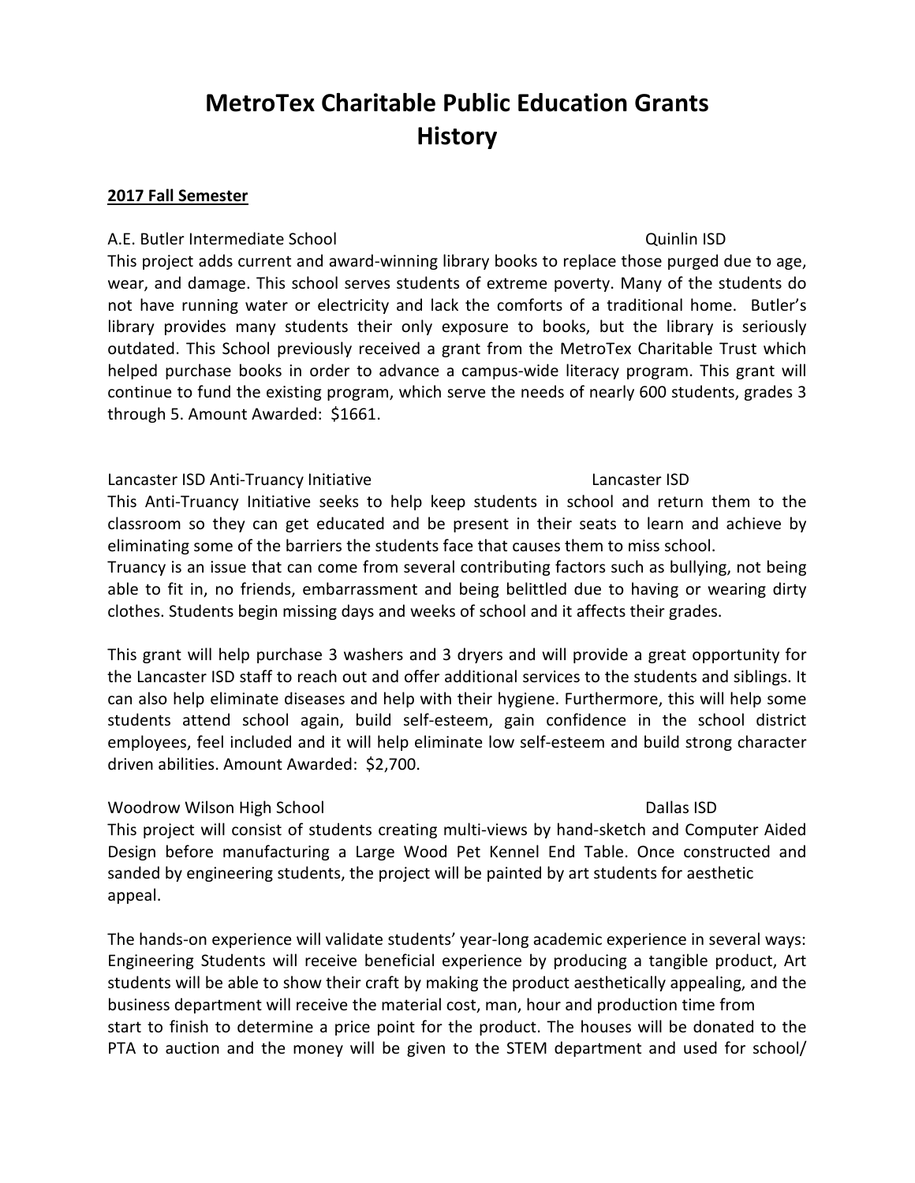# MetroTex Charitable Public Education Grants History

**2017 Fall Semester**

A.E. Butler Intermediate School — Quinlin ISD

This project adds current and award-winning library books to replace those purged due to age, wear, and damage. This school serves students of extreme poverty. Many of the students do not have running water or electricity and lack the comforts of a traditional home. Butler's library provides many students their only exposure to books, but the library is seriously outdated. This School previously received a grant from the MetroTex Charitable Trust which helped purchase books in order to advance a campus-wide literacy program. This grant will continue to fund the existing program, which serve the needs of nearly 600 students, grades 3 through 5. Amount Awarded: $1661.

Lancaster ISD Anti-Truancy Initiative — Lancaster ISD

This Anti-Truancy Initiative seeks to help keep students in school and return them to the classroom so they can get educated and be present in their seats to learn and achieve by eliminating some of the barriers the students face that causes them to miss school.

Truancy is an issue that can come from several contributing factors such as bullying, not being able to fit in, no friends, embarrassment and being belittled due to having or wearing dirty clothes. Students begin missing days and weeks of school and it affects their grades.

This grant will help purchase 3 washers and 3 dryers and will provide a great opportunity for the Lancaster ISD staff to reach out and offer additional services to the students and siblings. It can also help eliminate diseases and help with their hygiene. Furthermore, this will help some students attend school again, build self-esteem, gain confidence in the school district employees, feel included and it will help eliminate low self-esteem and build strong character driven abilities. Amount Awarded: $2,700.

Woodrow Wilson High School — Dallas ISD

This project will consist of students creating multi-views by hand-sketch and Computer Aided Design before manufacturing a Large Wood Pet Kennel End Table. Once constructed and sanded by engineering students, the project will be painted by art students for aesthetic appeal.

The hands-on experience will validate students' year-long academic experience in several ways: Engineering Students will receive beneficial experience by producing a tangible product, Art students will be able to show their craft by making the product aesthetically appealing, and the business department will receive the material cost, man, hour and production time from start to finish to determine a price point for the product. The houses will be donated to the PTA to auction and the money will be given to the STEM department and used for school/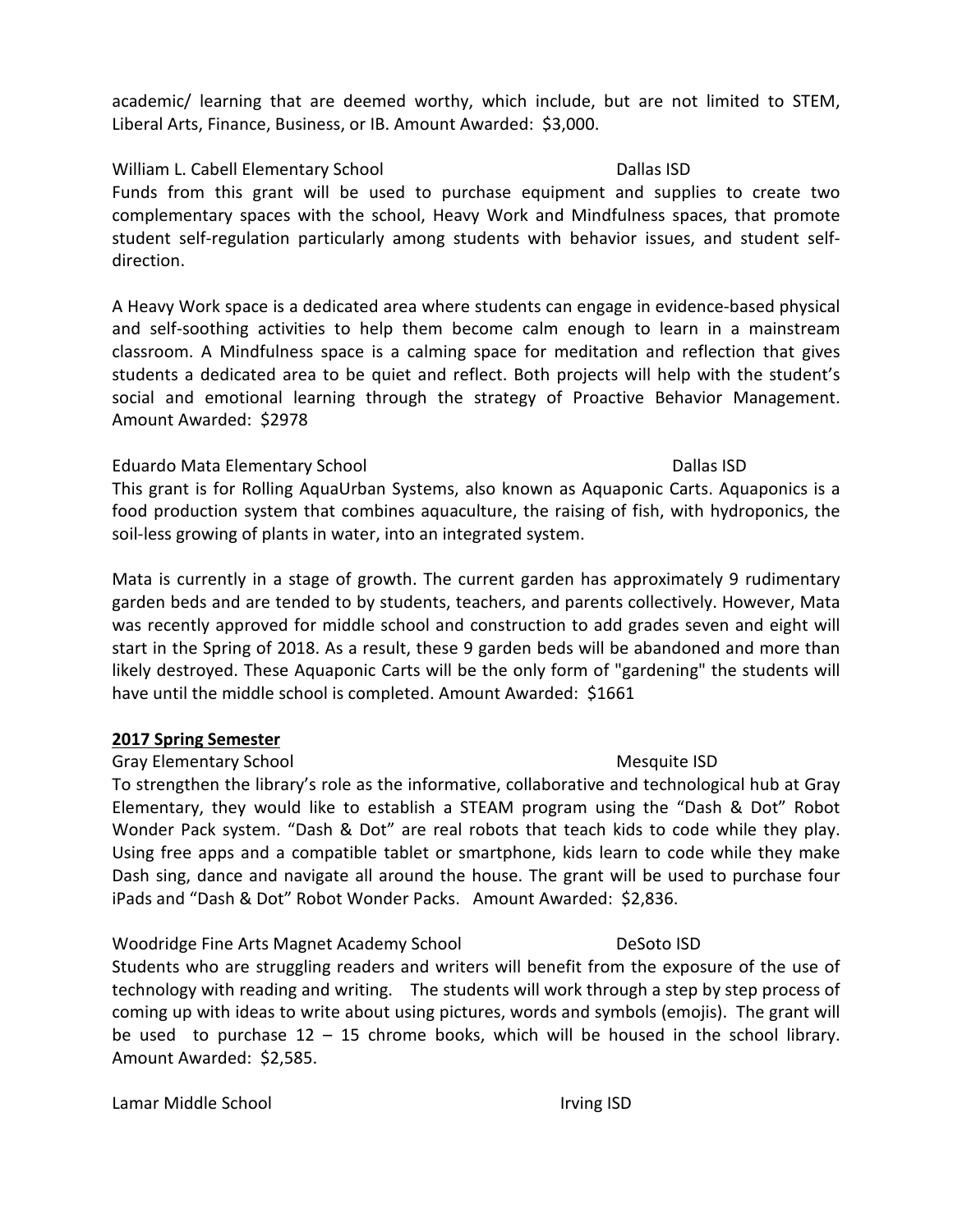academic/ learning that are deemed worthy, which include, but are not limited to STEM, Liberal Arts, Finance, Business, or IB. Amount Awarded: $3,000.

William L. Cabell Elementary School Dallas ISD

Funds from this grant will be used to purchase equipment and supplies to create two complementary spaces with the school, Heavy Work and Mindfulness spaces, that promote student self-regulation particularly among students with behavior issues, and student self-direction.

A Heavy Work space is a dedicated area where students can engage in evidence-based physical and self-soothing activities to help them become calm enough to learn in a mainstream classroom. A Mindfulness space is a calming space for meditation and reflection that gives students a dedicated area to be quiet and reflect. Both projects will help with the student's social and emotional learning through the strategy of Proactive Behavior Management. Amount Awarded: $2978

Eduardo Mata Elementary School Dallas ISD

This grant is for Rolling AquaUrban Systems, also known as Aquaponic Carts. Aquaponics is a food production system that combines aquaculture, the raising of fish, with hydroponics, the soil-less growing of plants in water, into an integrated system.

Mata is currently in a stage of growth. The current garden has approximately 9 rudimentary garden beds and are tended to by students, teachers, and parents collectively. However, Mata was recently approved for middle school and construction to add grades seven and eight will start in the Spring of 2018. As a result, these 9 garden beds will be abandoned and more than likely destroyed. These Aquaponic Carts will be the only form of "gardening" the students will have until the middle school is completed. Amount Awarded: $1661

**2017 Spring Semester**

Gray Elementary School Mesquite ISD

To strengthen the library's role as the informative, collaborative and technological hub at Gray Elementary, they would like to establish a STEAM program using the "Dash & Dot" Robot Wonder Pack system. "Dash & Dot" are real robots that teach kids to code while they play. Using free apps and a compatible tablet or smartphone, kids learn to code while they make Dash sing, dance and navigate all around the house. The grant will be used to purchase four iPads and "Dash & Dot" Robot Wonder Packs. Amount Awarded: $2,836.

Woodridge Fine Arts Magnet Academy School DeSoto ISD

Students who are struggling readers and writers will benefit from the exposure of the use of technology with reading and writing. The students will work through a step by step process of coming up with ideas to write about using pictures, words and symbols (emojis). The grant will be used to purchase 12 – 15 chrome books, which will be housed in the school library. Amount Awarded: $2,585.

Lamar Middle School Irving ISD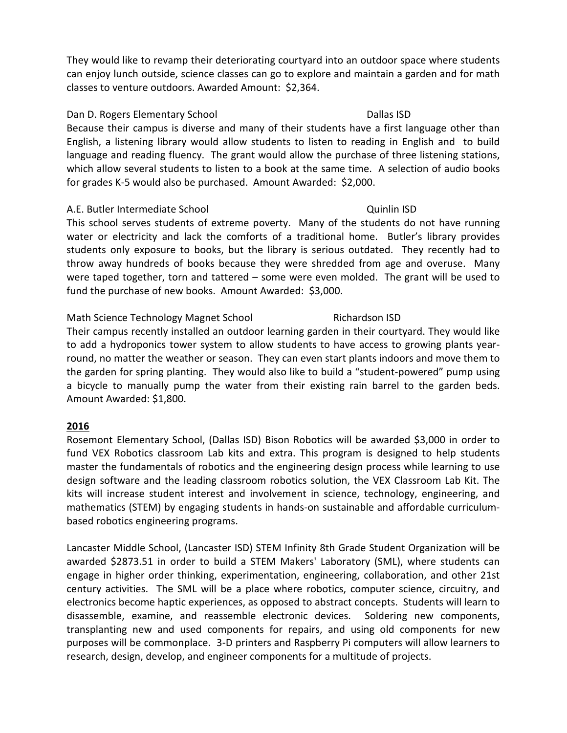They would like to revamp their deteriorating courtyard into an outdoor space where students can enjoy lunch outside, science classes can go to explore and maintain a garden and for math classes to venture outdoors. Awarded Amount: $2,364.

Dan D. Rogers Elementary School Dallas ISD

Because their campus is diverse and many of their students have a first language other than English, a listening library would allow students to listen to reading in English and to build language and reading fluency. The grant would allow the purchase of three listening stations, which allow several students to listen to a book at the same time. A selection of audio books for grades K-5 would also be purchased. Amount Awarded: $2,000.

A.E. Butler Intermediate School Quinlin ISD

This school serves students of extreme poverty. Many of the students do not have running water or electricity and lack the comforts of a traditional home. Butler's library provides students only exposure to books, but the library is serious outdated. They recently had to throw away hundreds of books because they were shredded from age and overuse. Many were taped together, torn and tattered – some were even molded. The grant will be used to fund the purchase of new books. Amount Awarded: $3,000.

Math Science Technology Magnet School Richardson ISD

Their campus recently installed an outdoor learning garden in their courtyard. They would like to add a hydroponics tower system to allow students to have access to growing plants year-round, no matter the weather or season. They can even start plants indoors and move them to the garden for spring planting. They would also like to build a "student-powered" pump using a bicycle to manually pump the water from their existing rain barrel to the garden beds. Amount Awarded: $1,800.

**2016**

Rosemont Elementary School, (Dallas ISD) Bison Robotics will be awarded $3,000 in order to fund VEX Robotics classroom Lab kits and extra. This program is designed to help students master the fundamentals of robotics and the engineering design process while learning to use design software and the leading classroom robotics solution, the VEX Classroom Lab Kit. The kits will increase student interest and involvement in science, technology, engineering, and mathematics (STEM) by engaging students in hands-on sustainable and affordable curriculum-based robotics engineering programs.

Lancaster Middle School, (Lancaster ISD) STEM Infinity 8th Grade Student Organization will be awarded $2873.51 in order to build a STEM Makers' Laboratory (SML), where students can engage in higher order thinking, experimentation, engineering, collaboration, and other 21st century activities. The SML will be a place where robotics, computer science, circuitry, and electronics become haptic experiences, as opposed to abstract concepts. Students will learn to disassemble, examine, and reassemble electronic devices. Soldering new components, transplanting new and used components for repairs, and using old components for new purposes will be commonplace. 3-D printers and Raspberry Pi computers will allow learners to research, design, develop, and engineer components for a multitude of projects.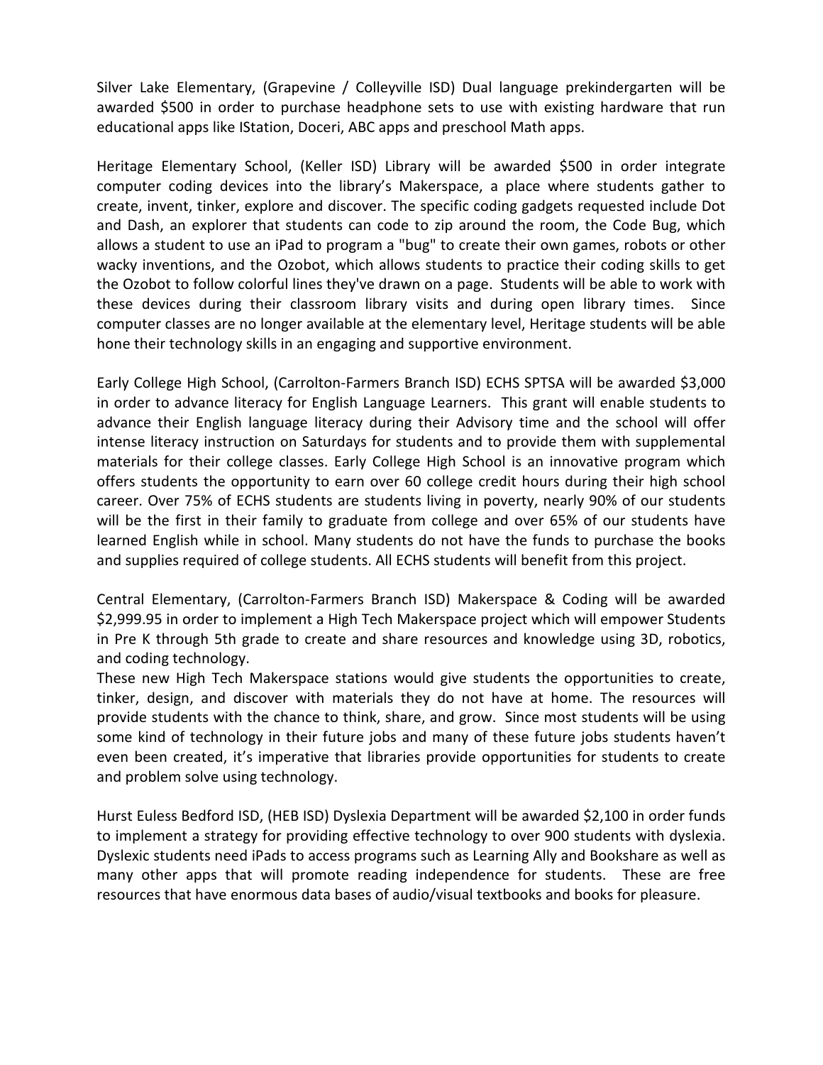Silver Lake Elementary, (Grapevine / Colleyville ISD) Dual language prekindergarten will be awarded $500 in order to purchase headphone sets to use with existing hardware that run educational apps like IStation, Doceri, ABC apps and preschool Math apps.

Heritage Elementary School, (Keller ISD) Library will be awarded $500 in order integrate computer coding devices into the library's Makerspace, a place where students gather to create, invent, tinker, explore and discover. The specific coding gadgets requested include Dot and Dash, an explorer that students can code to zip around the room, the Code Bug, which allows a student to use an iPad to program a "bug" to create their own games, robots or other wacky inventions, and the Ozobot, which allows students to practice their coding skills to get the Ozobot to follow colorful lines they've drawn on a page. Students will be able to work with these devices during their classroom library visits and during open library times. Since computer classes are no longer available at the elementary level, Heritage students will be able hone their technology skills in an engaging and supportive environment.

Early College High School, (Carrolton-Farmers Branch ISD) ECHS SPTSA will be awarded $3,000 in order to advance literacy for English Language Learners. This grant will enable students to advance their English language literacy during their Advisory time and the school will offer intense literacy instruction on Saturdays for students and to provide them with supplemental materials for their college classes. Early College High School is an innovative program which offers students the opportunity to earn over 60 college credit hours during their high school career. Over 75% of ECHS students are students living in poverty, nearly 90% of our students will be the first in their family to graduate from college and over 65% of our students have learned English while in school. Many students do not have the funds to purchase the books and supplies required of college students. All ECHS students will benefit from this project.

Central Elementary, (Carrolton-Farmers Branch ISD) Makerspace & Coding will be awarded $2,999.95 in order to implement a High Tech Makerspace project which will empower Students in Pre K through 5th grade to create and share resources and knowledge using 3D, robotics, and coding technology.
These new High Tech Makerspace stations would give students the opportunities to create, tinker, design, and discover with materials they do not have at home. The resources will provide students with the chance to think, share, and grow. Since most students will be using some kind of technology in their future jobs and many of these future jobs students haven't even been created, it's imperative that libraries provide opportunities for students to create and problem solve using technology.

Hurst Euless Bedford ISD, (HEB ISD) Dyslexia Department will be awarded $2,100 in order funds to implement a strategy for providing effective technology to over 900 students with dyslexia. Dyslexic students need iPads to access programs such as Learning Ally and Bookshare as well as many other apps that will promote reading independence for students. These are free resources that have enormous data bases of audio/visual textbooks and books for pleasure.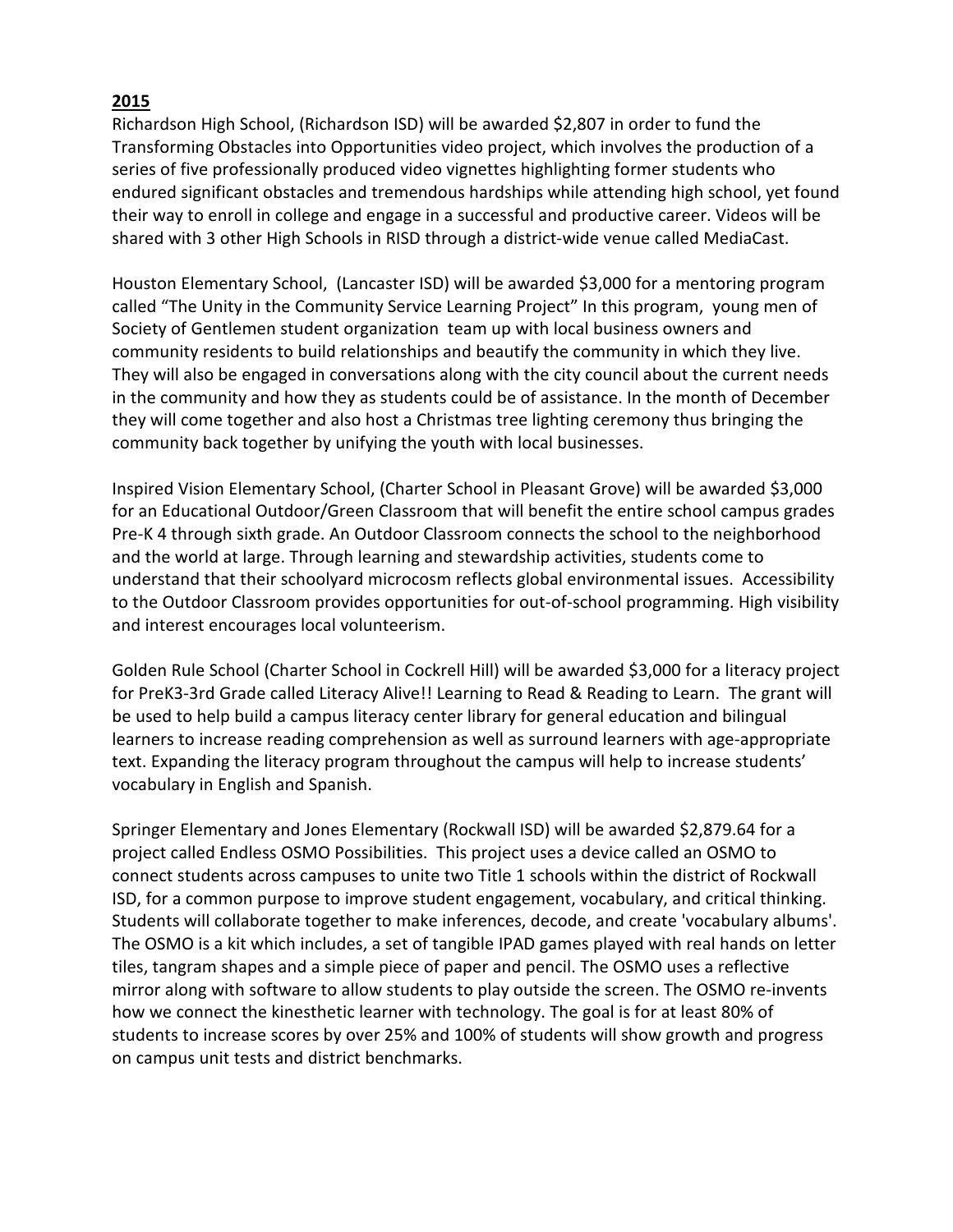**2015**

Richardson High School, (Richardson ISD) will be awarded $2,807 in order to fund the Transforming Obstacles into Opportunities video project, which involves the production of a series of five professionally produced video vignettes highlighting former students who endured significant obstacles and tremendous hardships while attending high school, yet found their way to enroll in college and engage in a successful and productive career. Videos will be shared with 3 other High Schools in RISD through a district-wide venue called MediaCast.

Houston Elementary School, (Lancaster ISD) will be awarded $3,000 for a mentoring program called "The Unity in the Community Service Learning Project" In this program, young men of Society of Gentlemen student organization team up with local business owners and community residents to build relationships and beautify the community in which they live. They will also be engaged in conversations along with the city council about the current needs in the community and how they as students could be of assistance. In the month of December they will come together and also host a Christmas tree lighting ceremony thus bringing the community back together by unifying the youth with local businesses.

Inspired Vision Elementary School, (Charter School in Pleasant Grove) will be awarded $3,000 for an Educational Outdoor/Green Classroom that will benefit the entire school campus grades Pre-K 4 through sixth grade. An Outdoor Classroom connects the school to the neighborhood and the world at large. Through learning and stewardship activities, students come to understand that their schoolyard microcosm reflects global environmental issues. Accessibility to the Outdoor Classroom provides opportunities for out-of-school programming. High visibility and interest encourages local volunteerism.

Golden Rule School (Charter School in Cockrell Hill) will be awarded $3,000 for a literacy project for PreK3-3rd Grade called Literacy Alive!! Learning to Read & Reading to Learn. The grant will be used to help build a campus literacy center library for general education and bilingual learners to increase reading comprehension as well as surround learners with age-appropriate text. Expanding the literacy program throughout the campus will help to increase students' vocabulary in English and Spanish.

Springer Elementary and Jones Elementary (Rockwall ISD) will be awarded $2,879.64 for a project called Endless OSMO Possibilities. This project uses a device called an OSMO to connect students across campuses to unite two Title 1 schools within the district of Rockwall ISD, for a common purpose to improve student engagement, vocabulary, and critical thinking. Students will collaborate together to make inferences, decode, and create 'vocabulary albums'. The OSMO is a kit which includes, a set of tangible IPAD games played with real hands on letter tiles, tangram shapes and a simple piece of paper and pencil. The OSMO uses a reflective mirror along with software to allow students to play outside the screen. The OSMO re-invents how we connect the kinesthetic learner with technology. The goal is for at least 80% of students to increase scores by over 25% and 100% of students will show growth and progress on campus unit tests and district benchmarks.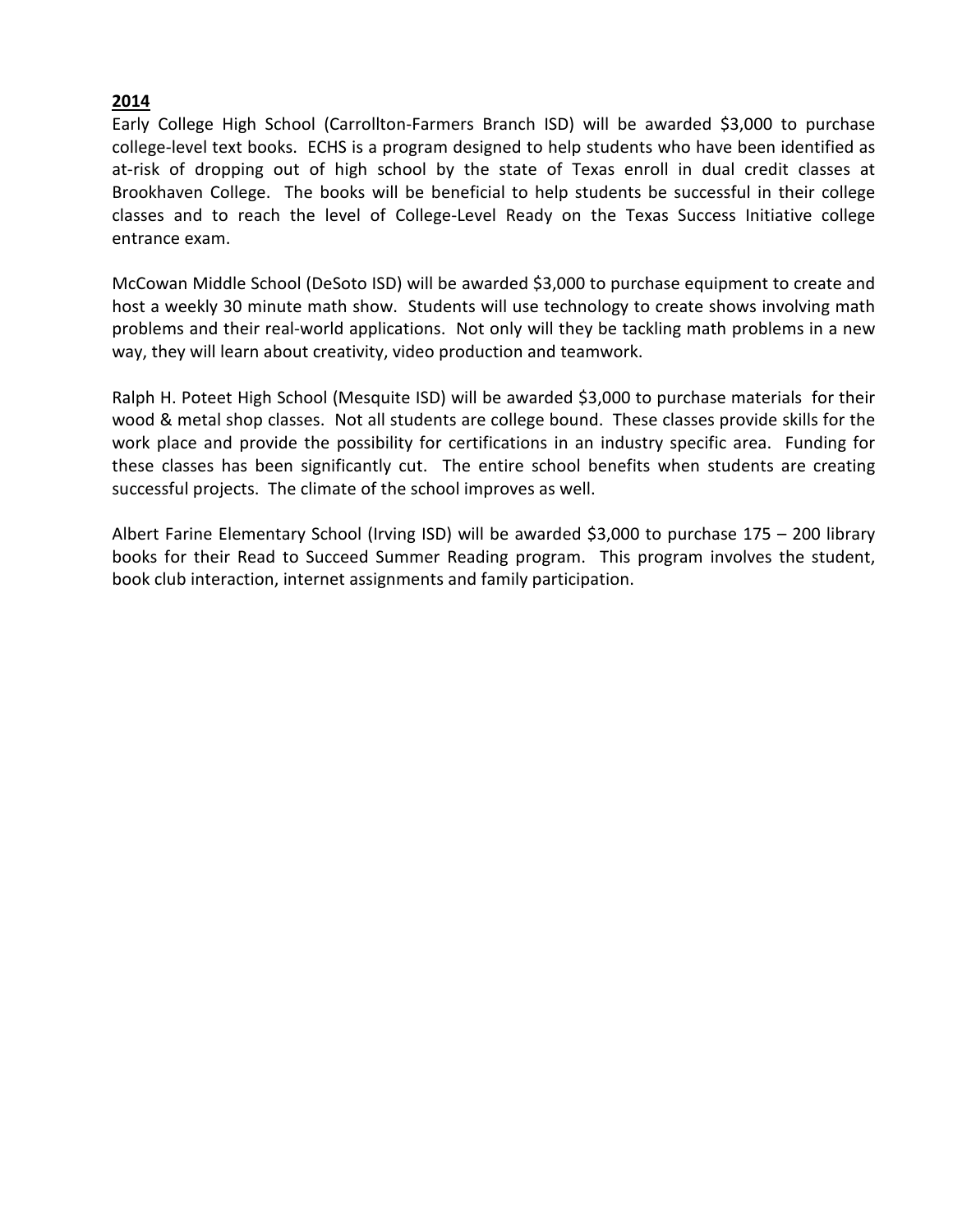**2014**

Early College High School (Carrollton-Farmers Branch ISD) will be awarded $3,000 to purchase college-level text books. ECHS is a program designed to help students who have been identified as at-risk of dropping out of high school by the state of Texas enroll in dual credit classes at Brookhaven College. The books will be beneficial to help students be successful in their college classes and to reach the level of College-Level Ready on the Texas Success Initiative college entrance exam.

McCowan Middle School (DeSoto ISD) will be awarded $3,000 to purchase equipment to create and host a weekly 30 minute math show. Students will use technology to create shows involving math problems and their real-world applications. Not only will they be tackling math problems in a new way, they will learn about creativity, video production and teamwork.

Ralph H. Poteet High School (Mesquite ISD) will be awarded $3,000 to purchase materials for their wood & metal shop classes. Not all students are college bound. These classes provide skills for the work place and provide the possibility for certifications in an industry specific area. Funding for these classes has been significantly cut. The entire school benefits when students are creating successful projects. The climate of the school improves as well.

Albert Farine Elementary School (Irving ISD) will be awarded $3,000 to purchase 175 – 200 library books for their Read to Succeed Summer Reading program. This program involves the student, book club interaction, internet assignments and family participation.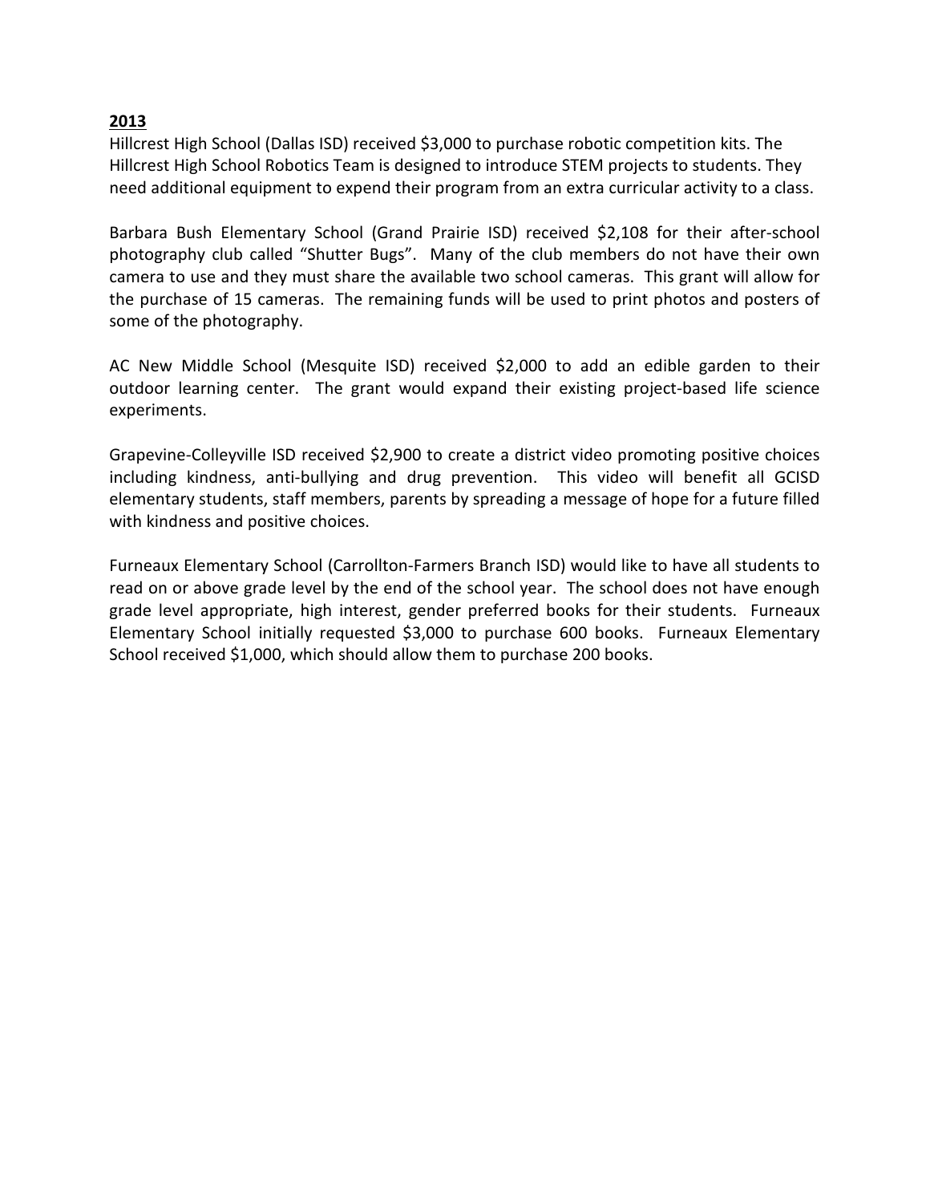**2013**

Hillcrest High School (Dallas ISD) received $3,000 to purchase robotic competition kits. The Hillcrest High School Robotics Team is designed to introduce STEM projects to students. They need additional equipment to expend their program from an extra curricular activity to a class.

Barbara Bush Elementary School (Grand Prairie ISD) received $2,108 for their after-school photography club called "Shutter Bugs". Many of the club members do not have their own camera to use and they must share the available two school cameras. This grant will allow for the purchase of 15 cameras. The remaining funds will be used to print photos and posters of some of the photography.

AC New Middle School (Mesquite ISD) received $2,000 to add an edible garden to their outdoor learning center. The grant would expand their existing project-based life science experiments.

Grapevine-Colleyville ISD received $2,900 to create a district video promoting positive choices including kindness, anti-bullying and drug prevention. This video will benefit all GCISD elementary students, staff members, parents by spreading a message of hope for a future filled with kindness and positive choices.

Furneaux Elementary School (Carrollton-Farmers Branch ISD) would like to have all students to read on or above grade level by the end of the school year. The school does not have enough grade level appropriate, high interest, gender preferred books for their students. Furneaux Elementary School initially requested $3,000 to purchase 600 books. Furneaux Elementary School received $1,000, which should allow them to purchase 200 books.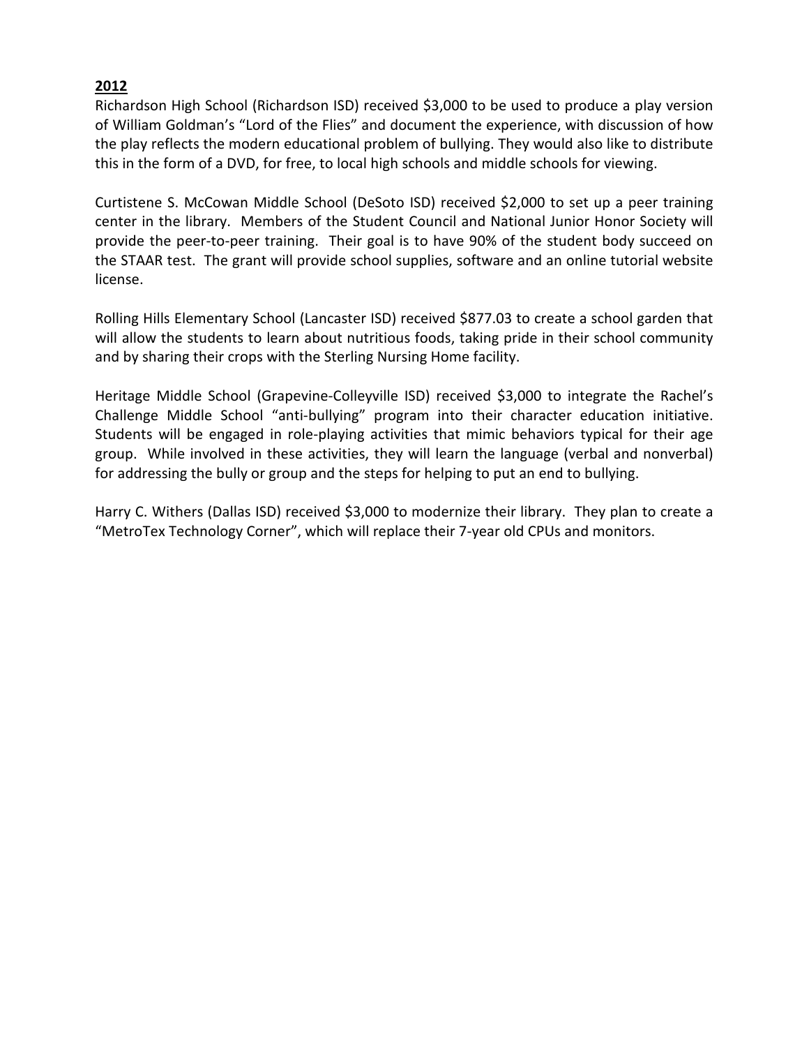**2012**

Richardson High School (Richardson ISD) received $3,000 to be used to produce a play version of William Goldman's "Lord of the Flies" and document the experience, with discussion of how the play reflects the modern educational problem of bullying. They would also like to distribute this in the form of a DVD, for free, to local high schools and middle schools for viewing.

Curtistene S. McCowan Middle School (DeSoto ISD) received $2,000 to set up a peer training center in the library. Members of the Student Council and National Junior Honor Society will provide the peer-to-peer training. Their goal is to have 90% of the student body succeed on the STAAR test. The grant will provide school supplies, software and an online tutorial website license.

Rolling Hills Elementary School (Lancaster ISD) received $877.03 to create a school garden that will allow the students to learn about nutritious foods, taking pride in their school community and by sharing their crops with the Sterling Nursing Home facility.

Heritage Middle School (Grapevine-Colleyville ISD) received $3,000 to integrate the Rachel's Challenge Middle School "anti-bullying" program into their character education initiative. Students will be engaged in role-playing activities that mimic behaviors typical for their age group. While involved in these activities, they will learn the language (verbal and nonverbal) for addressing the bully or group and the steps for helping to put an end to bullying.

Harry C. Withers (Dallas ISD) received $3,000 to modernize their library. They plan to create a "MetroTex Technology Corner", which will replace their 7-year old CPUs and monitors.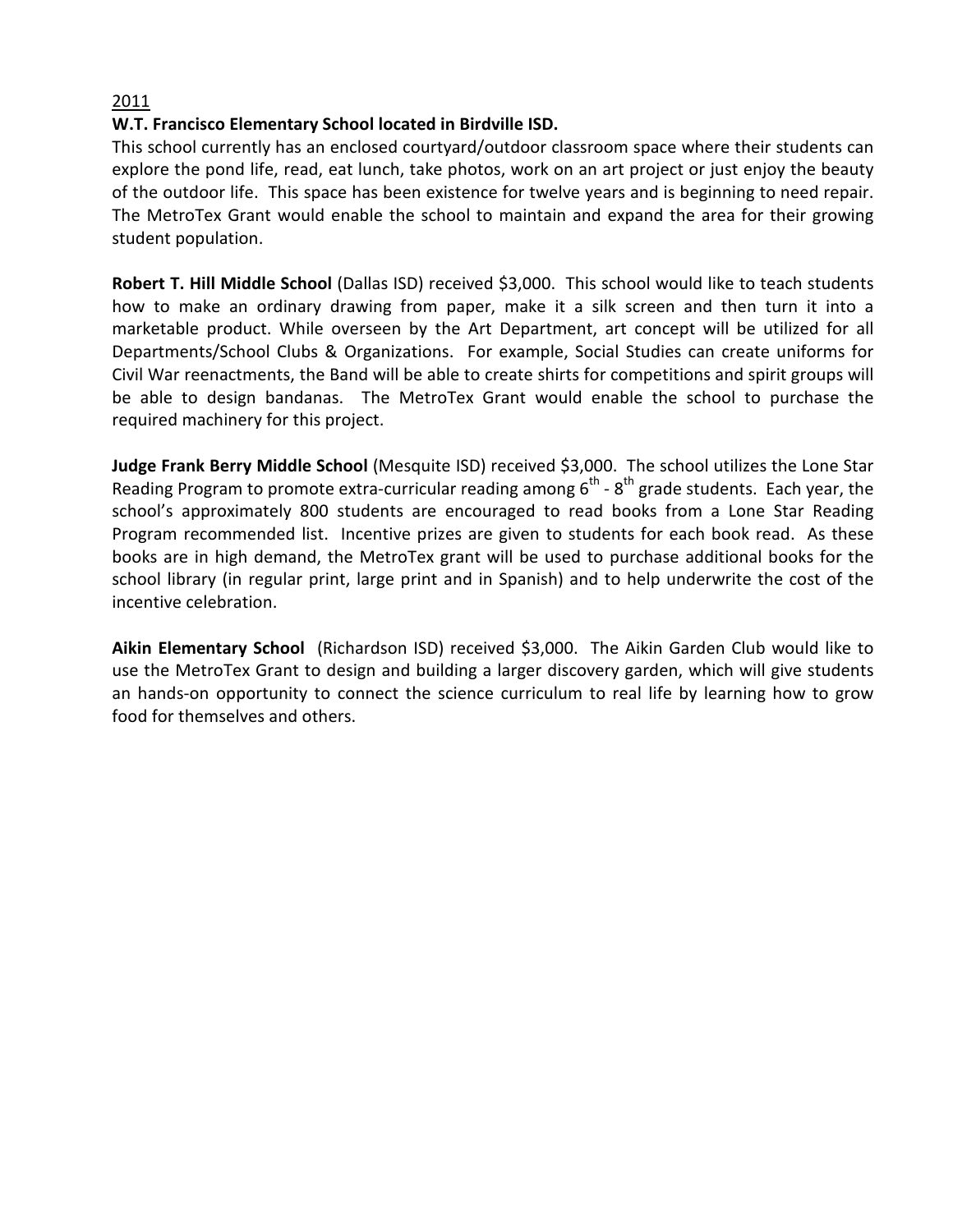2011

**W.T. Francisco Elementary School located in Birdville ISD.**

This school currently has an enclosed courtyard/outdoor classroom space where their students can explore the pond life, read, eat lunch, take photos, work on an art project or just enjoy the beauty of the outdoor life. This space has been existence for twelve years and is beginning to need repair. The MetroTex Grant would enable the school to maintain and expand the area for their growing student population.

**Robert T. Hill Middle School** (Dallas ISD) received $3,000. This school would like to teach students how to make an ordinary drawing from paper, make it a silk screen and then turn it into a marketable product. While overseen by the Art Department, art concept will be utilized for all Departments/School Clubs & Organizations. For example, Social Studies can create uniforms for Civil War reenactments, the Band will be able to create shirts for competitions and spirit groups will be able to design bandanas. The MetroTex Grant would enable the school to purchase the required machinery for this project.

**Judge Frank Berry Middle School** (Mesquite ISD) received $3,000. The school utilizes the Lone Star Reading Program to promote extra-curricular reading among 6th - 8th grade students. Each year, the school's approximately 800 students are encouraged to read books from a Lone Star Reading Program recommended list. Incentive prizes are given to students for each book read. As these books are in high demand, the MetroTex grant will be used to purchase additional books for the school library (in regular print, large print and in Spanish) and to help underwrite the cost of the incentive celebration.

**Aikin Elementary School** (Richardson ISD) received $3,000. The Aikin Garden Club would like to use the MetroTex Grant to design and building a larger discovery garden, which will give students an hands-on opportunity to connect the science curriculum to real life by learning how to grow food for themselves and others.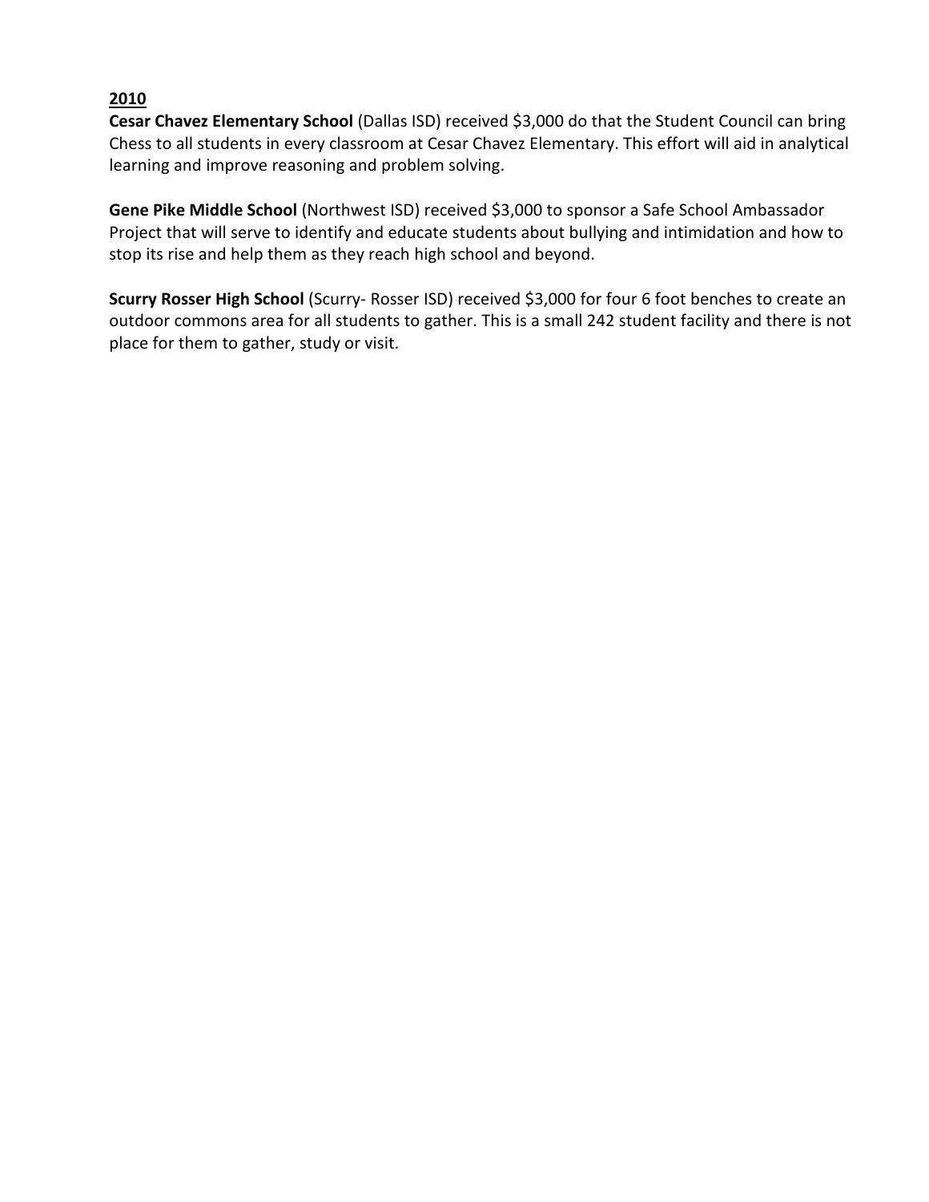**2010**

**Cesar Chavez Elementary School** (Dallas ISD) received $3,000 do that the Student Council can bring Chess to all students in every classroom at Cesar Chavez Elementary. This effort will aid in analytical learning and improve reasoning and problem solving.

**Gene Pike Middle School** (Northwest ISD) received $3,000 to sponsor a Safe School Ambassador Project that will serve to identify and educate students about bullying and intimidation and how to stop its rise and help them as they reach high school and beyond.

**Scurry Rosser High School** (Scurry- Rosser ISD) received $3,000 for four 6 foot benches to create an outdoor commons area for all students to gather. This is a small 242 student facility and there is not place for them to gather, study or visit.